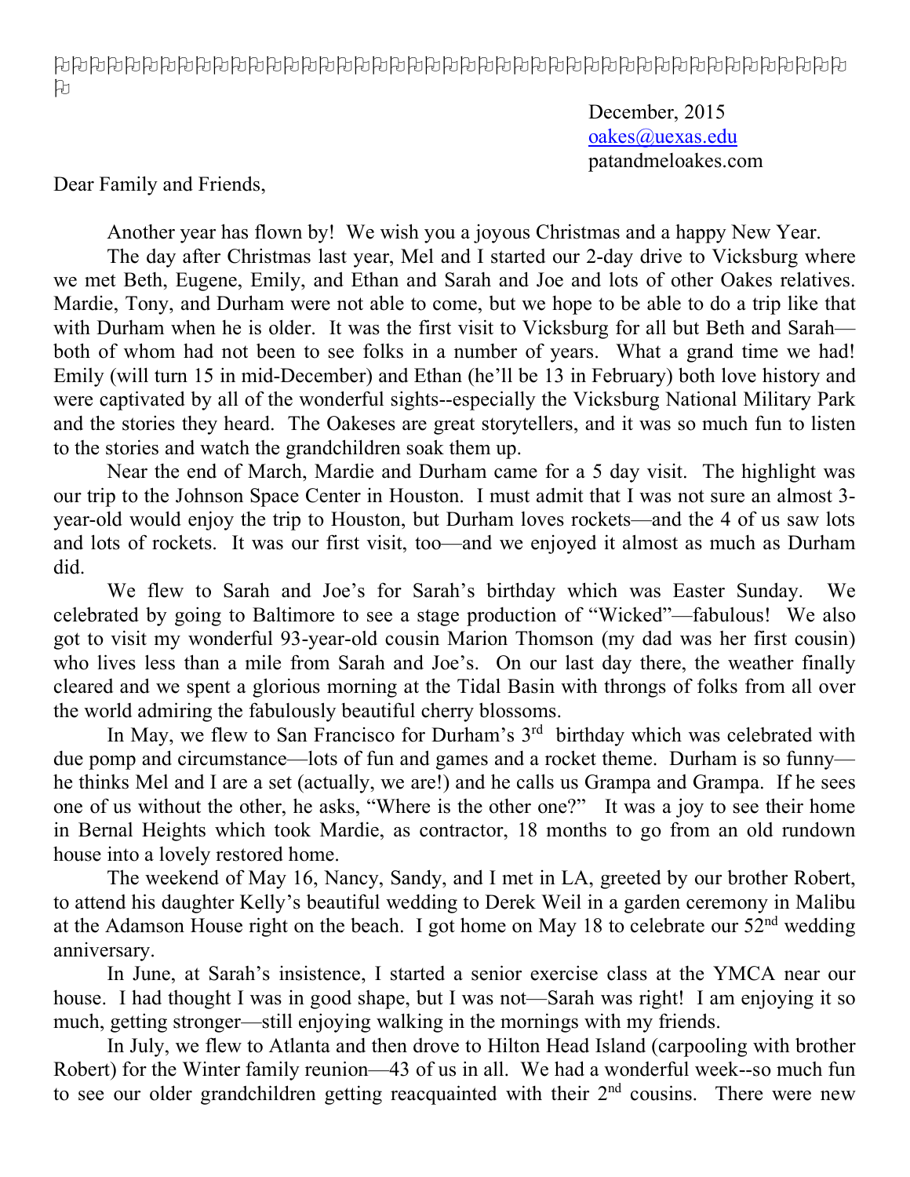December, 2015
oakes@uexas.edu
patandmeloakes.com

Dear Family and Friends,

Another year has flown by! We wish you a joyous Christmas and a happy New Year.

The day after Christmas last year, Mel and I started our 2-day drive to Vicksburg where we met Beth, Eugene, Emily, and Ethan and Sarah and Joe and lots of other Oakes relatives. Mardie, Tony, and Durham were not able to come, but we hope to be able to do a trip like that with Durham when he is older. It was the first visit to Vicksburg for all but Beth and Sarah—both of whom had not been to see folks in a number of years. What a grand time we had! Emily (will turn 15 in mid-December) and Ethan (he'll be 13 in February) both love history and were captivated by all of the wonderful sights--especially the Vicksburg National Military Park and the stories they heard. The Oakeses are great storytellers, and it was so much fun to listen to the stories and watch the grandchildren soak them up.

Near the end of March, Mardie and Durham came for a 5 day visit. The highlight was our trip to the Johnson Space Center in Houston. I must admit that I was not sure an almost 3-year-old would enjoy the trip to Houston, but Durham loves rockets—and the 4 of us saw lots and lots of rockets. It was our first visit, too—and we enjoyed it almost as much as Durham did.

We flew to Sarah and Joe's for Sarah's birthday which was Easter Sunday. We celebrated by going to Baltimore to see a stage production of "Wicked"—fabulous! We also got to visit my wonderful 93-year-old cousin Marion Thomson (my dad was her first cousin) who lives less than a mile from Sarah and Joe's. On our last day there, the weather finally cleared and we spent a glorious morning at the Tidal Basin with throngs of folks from all over the world admiring the fabulously beautiful cherry blossoms.

In May, we flew to San Francisco for Durham's 3rd birthday which was celebrated with due pomp and circumstance—lots of fun and games and a rocket theme. Durham is so funny—he thinks Mel and I are a set (actually, we are!) and he calls us Grampa and Grampa. If he sees one of us without the other, he asks, "Where is the other one?" It was a joy to see their home in Bernal Heights which took Mardie, as contractor, 18 months to go from an old rundown house into a lovely restored home.

The weekend of May 16, Nancy, Sandy, and I met in LA, greeted by our brother Robert, to attend his daughter Kelly's beautiful wedding to Derek Weil in a garden ceremony in Malibu at the Adamson House right on the beach. I got home on May 18 to celebrate our 52nd wedding anniversary.

In June, at Sarah's insistence, I started a senior exercise class at the YMCA near our house. I had thought I was in good shape, but I was not—Sarah was right! I am enjoying it so much, getting stronger—still enjoying walking in the mornings with my friends.

In July, we flew to Atlanta and then drove to Hilton Head Island (carpooling with brother Robert) for the Winter family reunion—43 of us in all. We had a wonderful week--so much fun to see our older grandchildren getting reacquainted with their 2nd cousins. There were new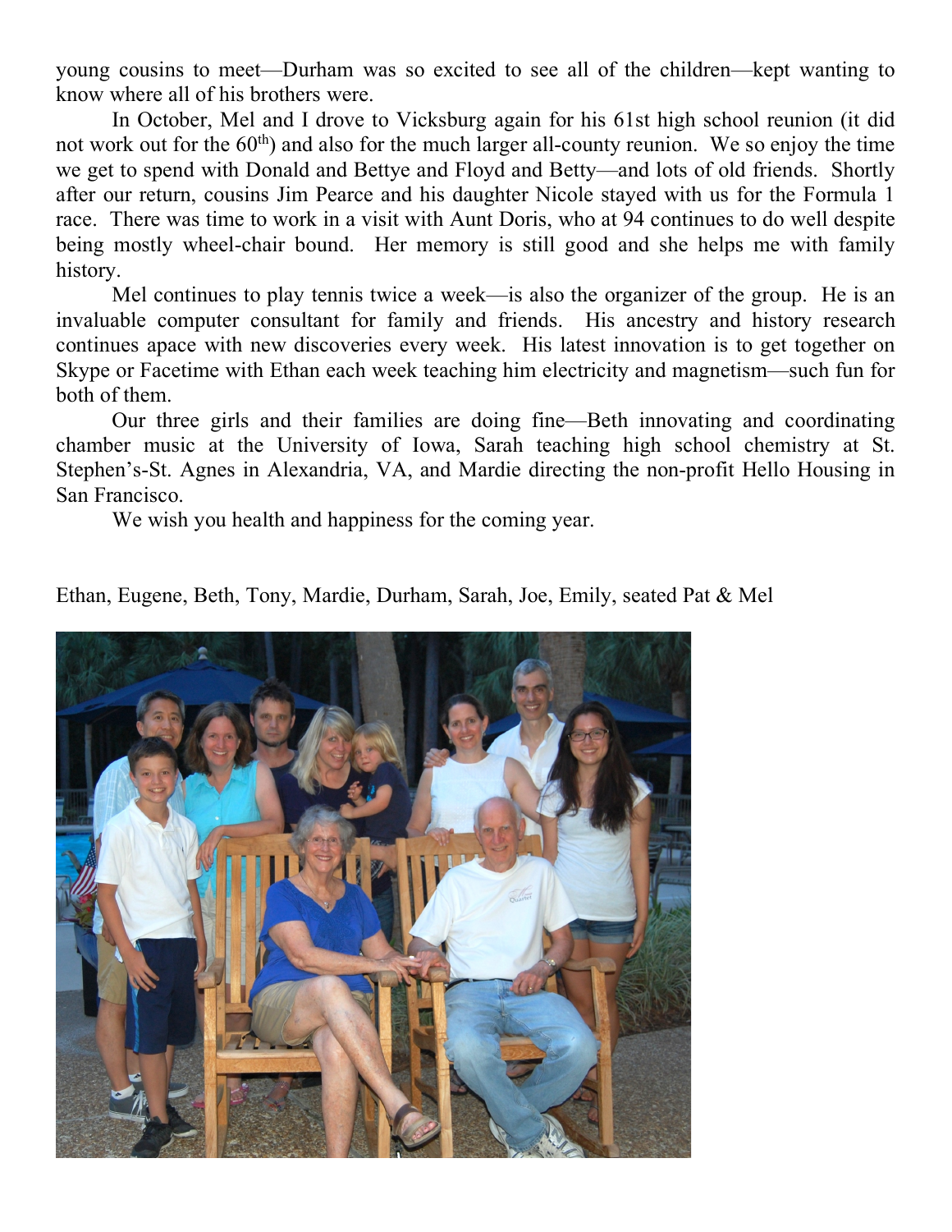young cousins to meet—Durham was so excited to see all of the children—kept wanting to know where all of his brothers were.

In October, Mel and I drove to Vicksburg again for his 61st high school reunion (it did not work out for the 60th) and also for the much larger all-county reunion. We so enjoy the time we get to spend with Donald and Bettye and Floyd and Betty—and lots of old friends. Shortly after our return, cousins Jim Pearce and his daughter Nicole stayed with us for the Formula 1 race. There was time to work in a visit with Aunt Doris, who at 94 continues to do well despite being mostly wheel-chair bound. Her memory is still good and she helps me with family history.

Mel continues to play tennis twice a week—is also the organizer of the group. He is an invaluable computer consultant for family and friends. His ancestry and history research continues apace with new discoveries every week. His latest innovation is to get together on Skype or Facetime with Ethan each week teaching him electricity and magnetism—such fun for both of them.

Our three girls and their families are doing fine—Beth innovating and coordinating chamber music at the University of Iowa, Sarah teaching high school chemistry at St. Stephen's-St. Agnes in Alexandria, VA, and Mardie directing the non-profit Hello Housing in San Francisco.

We wish you health and happiness for the coming year.

Ethan, Eugene, Beth, Tony, Mardie, Durham, Sarah, Joe, Emily, seated Pat & Mel